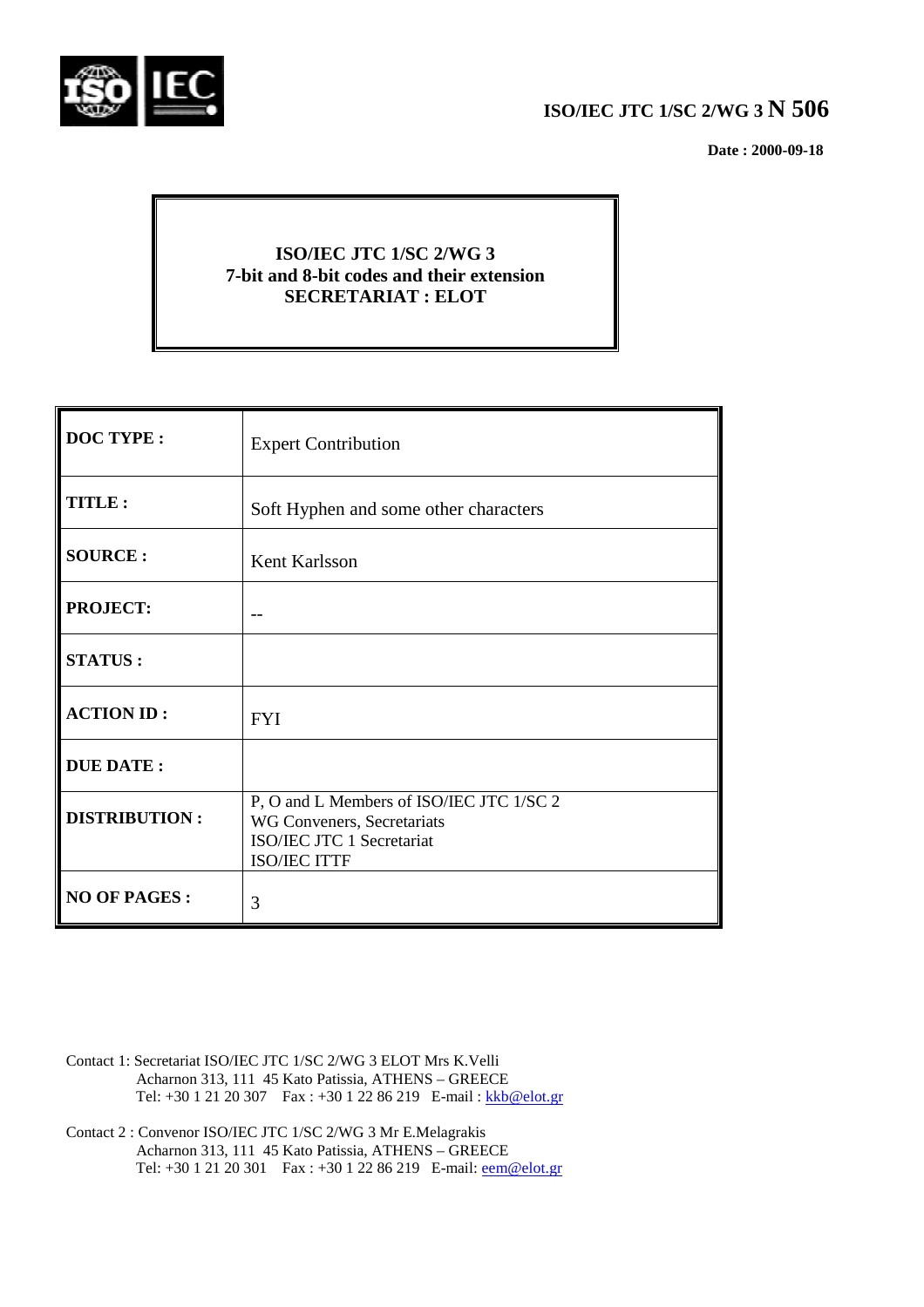**ISO/IEC JTC 1/SC 2/WG 3 N 506**

**Date : 2000-09-18**

**ISO/IEC JTC 1/SC 2/WG 3**
**7-bit and 8-bit codes and their extension**
**SECRETARIAT : ELOT**

| | |
|---|---|
| **DOC TYPE :** | Expert Contribution |
| **TITLE :** | Soft Hyphen and some other characters |
| **SOURCE :** | Kent Karlsson |
| **PROJECT:** | -- |
| **STATUS :** | |
| **ACTION ID :** | FYI |
| **DUE DATE :** | |
| **DISTRIBUTION :** | P, O and L Members of ISO/IEC JTC 1/SC 2<br>WG Conveners, Secretariats<br>ISO/IEC JTC 1 Secretariat<br>ISO/IEC ITTF |
| **NO OF PAGES :** | 3 |

Contact 1: Secretariat ISO/IEC JTC 1/SC 2/WG 3 ELOT Mrs K.Velli
Acharnon 313, 111 45 Kato Patissia, ATHENS – GREECE
Tel: +30 1 21 20 307 Fax : +30 1 22 86 219 E-mail : kkb@elot.gr

Contact 2 : Convenor ISO/IEC JTC 1/SC 2/WG 3 Mr E.Melagrakis
Acharnon 313, 111 45 Kato Patissia, ATHENS – GREECE
Tel: +30 1 21 20 301 Fax : +30 1 22 86 219 E-mail: eem@elot.gr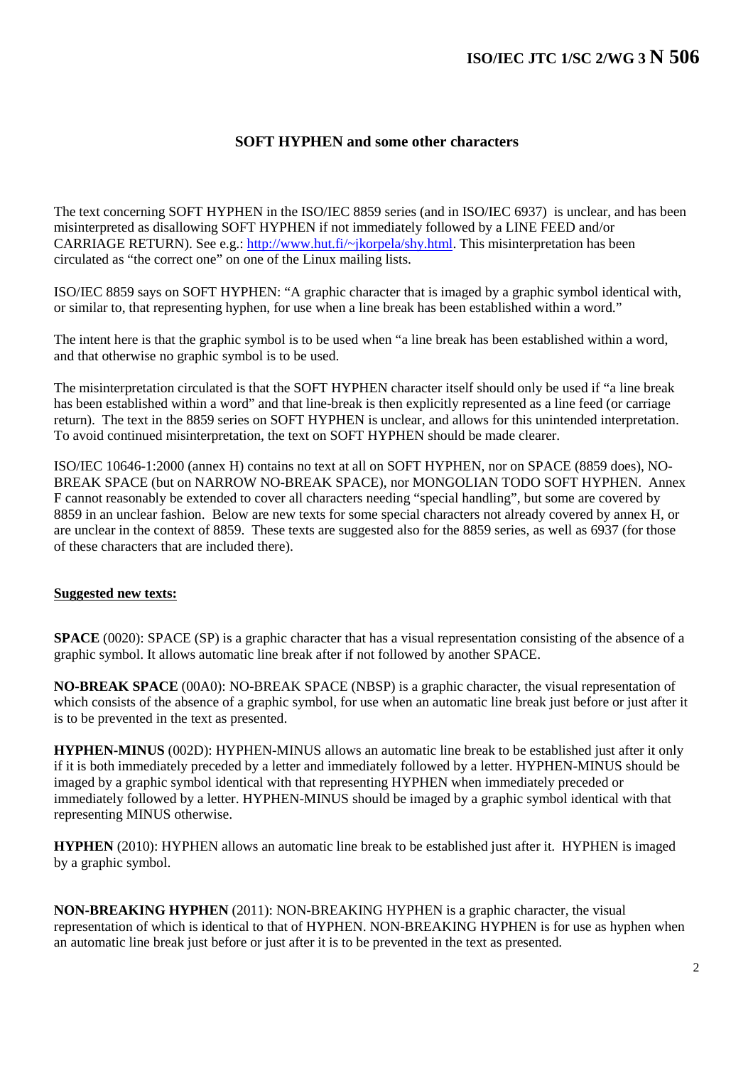## SOFT HYPHEN and some other characters

The text concerning SOFT HYPHEN in the ISO/IEC 8859 series (and in ISO/IEC 6937) is unclear, and has been misinterpreted as disallowing SOFT HYPHEN if not immediately followed by a LINE FEED and/or CARRIAGE RETURN). See e.g.: [http://www.hut.fi/~jkorpela/shy.html](http://www.hut.fi/~jkorpela/shy.html). This misinterpretation has been circulated as "the correct one" on one of the Linux mailing lists.

ISO/IEC 8859 says on SOFT HYPHEN: "A graphic character that is imaged by a graphic symbol identical with, or similar to, that representing hyphen, for use when a line break has been established within a word."

The intent here is that the graphic symbol is to be used when "a line break has been established within a word, and that otherwise no graphic symbol is to be used.

The misinterpretation circulated is that the SOFT HYPHEN character itself should only be used if "a line break has been established within a word" and that line-break is then explicitly represented as a line feed (or carriage return). The text in the 8859 series on SOFT HYPHEN is unclear, and allows for this unintended interpretation. To avoid continued misinterpretation, the text on SOFT HYPHEN should be made clearer.

ISO/IEC 10646-1:2000 (annex H) contains no text at all on SOFT HYPHEN, nor on SPACE (8859 does), NO-BREAK SPACE (but on NARROW NO-BREAK SPACE), nor MONGOLIAN TODO SOFT HYPHEN. Annex F cannot reasonably be extended to cover all characters needing "special handling", but some are covered by 8859 in an unclear fashion. Below are new texts for some special characters not already covered by annex H, or are unclear in the context of 8859. These texts are suggested also for the 8859 series, as well as 6937 (for those of these characters that are included there).

**Suggested new texts:**

**SPACE** (0020): SPACE (SP) is a graphic character that has a visual representation consisting of the absence of a graphic symbol. It allows automatic line break after if not followed by another SPACE.

**NO-BREAK SPACE** (00A0): NO-BREAK SPACE (NBSP) is a graphic character, the visual representation of which consists of the absence of a graphic symbol, for use when an automatic line break just before or just after it is to be prevented in the text as presented.

**HYPHEN-MINUS** (002D): HYPHEN-MINUS allows an automatic line break to be established just after it only if it is both immediately preceded by a letter and immediately followed by a letter. HYPHEN-MINUS should be imaged by a graphic symbol identical with that representing HYPHEN when immediately preceded or immediately followed by a letter. HYPHEN-MINUS should be imaged by a graphic symbol identical with that representing MINUS otherwise.

**HYPHEN** (2010): HYPHEN allows an automatic line break to be established just after it. HYPHEN is imaged by a graphic symbol.

**NON-BREAKING HYPHEN** (2011): NON-BREAKING HYPHEN is a graphic character, the visual representation of which is identical to that of HYPHEN. NON-BREAKING HYPHEN is for use as hyphen when an automatic line break just before or just after it is to be prevented in the text as presented.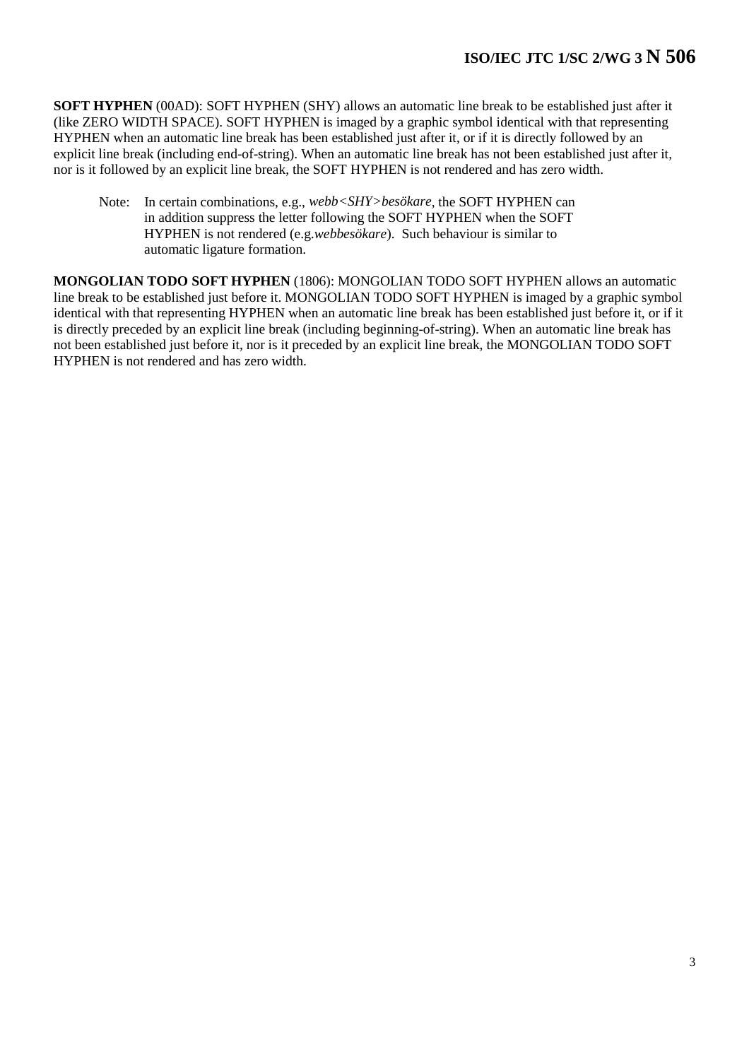**SOFT HYPHEN** (00AD): SOFT HYPHEN (SHY) allows an automatic line break to be established just after it (like ZERO WIDTH SPACE). SOFT HYPHEN is imaged by a graphic symbol identical with that representing HYPHEN when an automatic line break has been established just after it, or if it is directly followed by an explicit line break (including end-of-string). When an automatic line break has not been established just after it, nor is it followed by an explicit line break, the SOFT HYPHEN is not rendered and has zero width.

> Note: In certain combinations, e.g., *webb<SHY>besökare*, the SOFT HYPHEN can in addition suppress the letter following the SOFT HYPHEN when the SOFT HYPHEN is not rendered (e.g.*webbesökare*). Such behaviour is similar to automatic ligature formation.

**MONGOLIAN TODO SOFT HYPHEN** (1806): MONGOLIAN TODO SOFT HYPHEN allows an automatic line break to be established just before it. MONGOLIAN TODO SOFT HYPHEN is imaged by a graphic symbol identical with that representing HYPHEN when an automatic line break has been established just before it, or if it is directly preceded by an explicit line break (including beginning-of-string). When an automatic line break has not been established just before it, nor is it preceded by an explicit line break, the MONGOLIAN TODO SOFT HYPHEN is not rendered and has zero width.